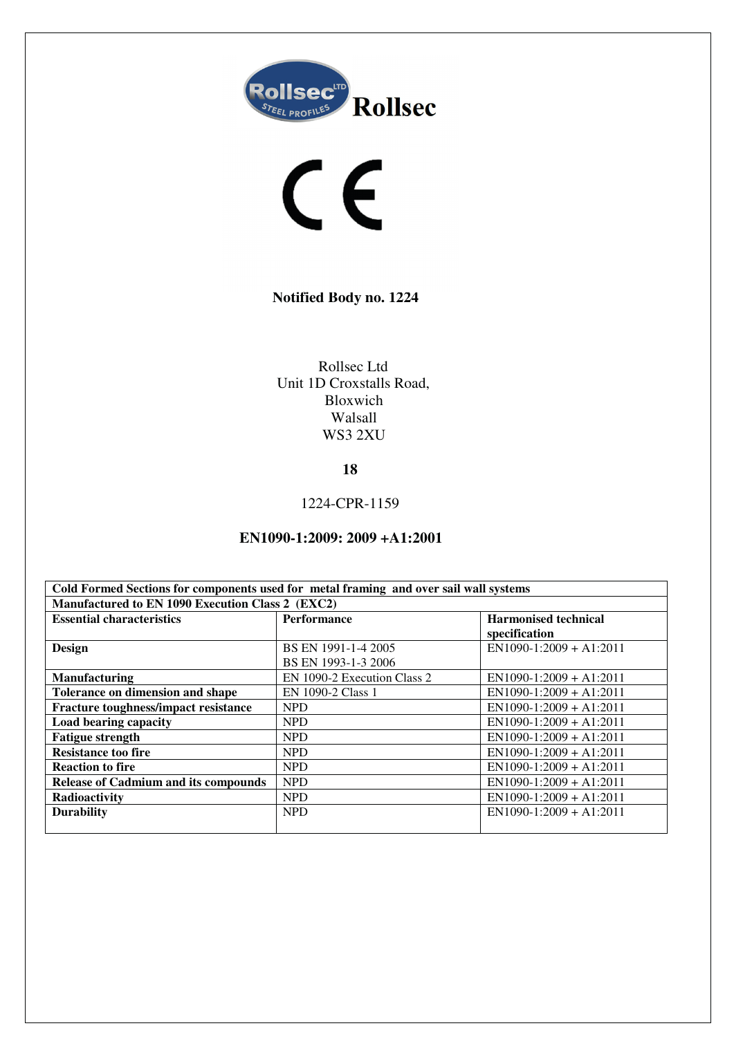Rollsec

CE

**Notified Body no. 1224**

Rollsec Ltd
Unit 1D Croxstalls Road,
Bloxwich
Walsall
WS3 2XU

**18**

1224-CPR-1159

**EN1090-1:2009: 2009 +A1:2001**

| **Cold Formed Sections for components used for metal framing and over sail wall systems** | | |
|---|---|---|
| **Manufactured to EN 1090 Execution Class 2 (EXC2)** | | |
| **Essential characteristics** | **Performance** | **Harmonised technical specification** |
| **Design** | BS EN 1991-1-4 2005<br>BS EN 1993-1-3 2006 | EN1090-1:2009 + A1:2011 |
| **Manufacturing** | EN 1090-2 Execution Class 2 | EN1090-1:2009 + A1:2011 |
| **Tolerance on dimension and shape** | EN 1090-2 Class 1 | EN1090-1:2009 + A1:2011 |
| **Fracture toughness/impact resistance** | NPD | EN1090-1:2009 + A1:2011 |
| **Load bearing capacity** | NPD | EN1090-1:2009 + A1:2011 |
| **Fatigue strength** | NPD | EN1090-1:2009 + A1:2011 |
| **Resistance too fire** | NPD | EN1090-1:2009 + A1:2011 |
| **Reaction to fire** | NPD | EN1090-1:2009 + A1:2011 |
| **Release of Cadmium and its compounds** | NPD | EN1090-1:2009 + A1:2011 |
| **Radioactivity** | NPD | EN1090-1:2009 + A1:2011 |
| **Durability** | NPD | EN1090-1:2009 + A1:2011 |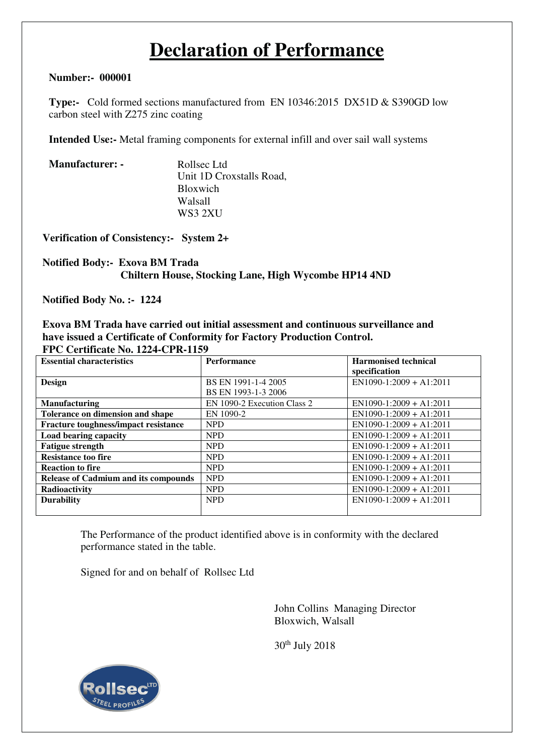# Declaration of Performance

**Number:- 000001**

**Type:-** Cold formed sections manufactured from EN 10346:2015 DX51D & S390GD low carbon steel with Z275 zinc coating

**Intended Use:-** Metal framing components for external infill and over sail wall systems

**Manufacturer: -** Rollsec Ltd
Unit 1D Croxstalls Road,
Bloxwich
Walsall
WS3 2XU

**Verification of Consistency:- System 2+**

**Notified Body:- Exova BM Trada**
**Chiltern House, Stocking Lane, High Wycombe HP14 4ND**

**Notified Body No. :- 1224**

**Exova BM Trada have carried out initial assessment and continuous surveillance and have issued a Certificate of Conformity for Factory Production Control.**
**FPC Certificate No. 1224-CPR-1159**

| Essential characteristics | Performance | Harmonised technical specification |
|---|---|---|
| **Design** | BS EN 1991-1-4 2005<br>BS EN 1993-1-3 2006 | EN1090-1:2009 + A1:2011 |
| **Manufacturing** | EN 1090-2 Execution Class 2 | EN1090-1:2009 + A1:2011 |
| **Tolerance on dimension and shape** | EN 1090-2 | EN1090-1:2009 + A1:2011 |
| **Fracture toughness/impact resistance** | NPD | EN1090-1:2009 + A1:2011 |
| **Load bearing capacity** | NPD | EN1090-1:2009 + A1:2011 |
| **Fatigue strength** | NPD | EN1090-1:2009 + A1:2011 |
| **Resistance too fire** | NPD | EN1090-1:2009 + A1:2011 |
| **Reaction to fire** | NPD | EN1090-1:2009 + A1:2011 |
| **Release of Cadmium and its compounds** | NPD | EN1090-1:2009 + A1:2011 |
| **Radioactivity** | NPD | EN1090-1:2009 + A1:2011 |
| **Durability** | NPD | EN1090-1:2009 + A1:2011 |

The Performance of the product identified above is in conformity with the declared performance stated in the table.

Signed for and on behalf of Rollsec Ltd

John Collins Managing Director
Bloxwich, Walsall

30th July 2018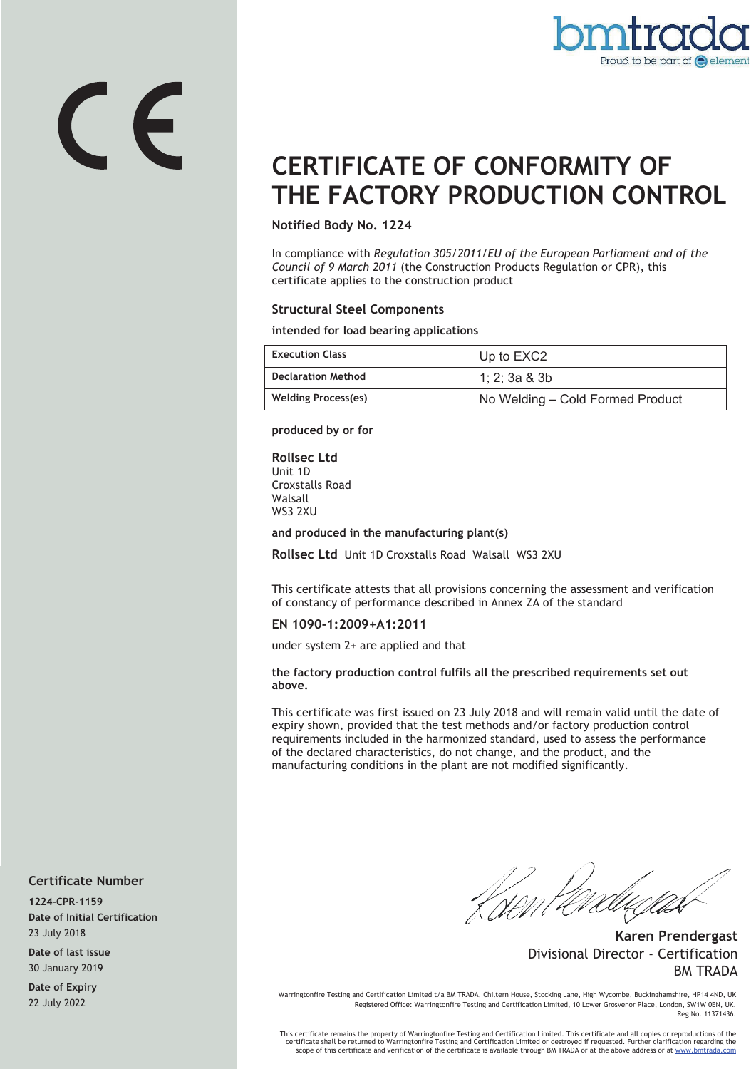CE

bmtrada
Proud to be part of element

# CERTIFICATE OF CONFORMITY OF THE FACTORY PRODUCTION CONTROL

**Notified Body No. 1224**

In compliance with *Regulation 305/2011/EU of the European Parliament and of the Council of 9 March 2011* (the Construction Products Regulation or CPR), this certificate applies to the construction product

### Structural Steel Components

**intended for load bearing applications**

| | |
|---|---|
| **Execution Class** | Up to EXC2 |
| **Declaration Method** | 1; 2; 3a & 3b |
| **Welding Process(es)** | No Welding – Cold Formed Product |

**produced by or for**

**Rollsec Ltd**
Unit 1D
Croxstalls Road
Walsall
WS3 2XU

**and produced in the manufacturing plant(s)**

**Rollsec Ltd** Unit 1D Croxstalls Road Walsall WS3 2XU

This certificate attests that all provisions concerning the assessment and verification of constancy of performance described in Annex ZA of the standard

**EN 1090-1:2009+A1:2011**

under system 2+ are applied and that

**the factory production control fulfils all the prescribed requirements set out above.**

This certificate was first issued on 23 July 2018 and will remain valid until the date of expiry shown, provided that the test methods and/or factory production control requirements included in the harmonized standard, used to assess the performance of the declared characteristics, do not change, and the product, and the manufacturing conditions in the plant are not modified significantly.

**Certificate Number**
**1224-CPR-1159**
**Date of Initial Certification**
23 July 2018
**Date of last issue**
30 January 2019
**Date of Expiry**
22 July 2022

**Karen Prendergast**
Divisional Director - Certification
BM TRADA

Warringtonfire Testing and Certification Limited t/a BM TRADA, Chiltern House, Stocking Lane, High Wycombe, Buckinghamshire, HP14 4ND, UK
Registered Office: Warringtonfire Testing and Certification Limited, 10 Lower Grosvenor Place, London, SW1W 0EN, UK.
Reg No. 11371436.

This certificate remains the property of Warringtonfire Testing and Certification Limited. This certificate and all copies or reproductions of the certificate shall be returned to Warringtonfire Testing and Certification Limited or destroyed if requested. Further clarification regarding the scope of this certificate and verification of the certificate is available through BM TRADA or at the above address or at www.bmtrada.com